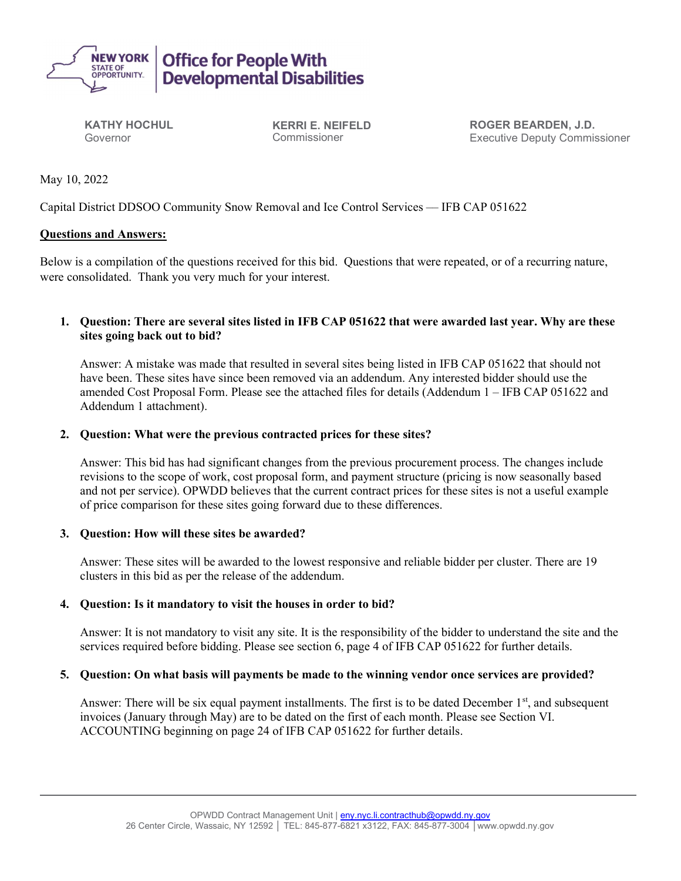# Office for People With Developmental Disabilities

**KATHY HOCHUL**
Governor

**KERRI E. NEIFELD**
Commissioner

**ROGER BEARDEN, J.D.**
Executive Deputy Commissioner

May 10, 2022

Capital District DDSOO Community Snow Removal and Ice Control Services — IFB CAP 051622

**Questions and Answers:**

Below is a compilation of the questions received for this bid. Questions that were repeated, or of a recurring nature, were consolidated. Thank you very much for your interest.

1. **Question: There are several sites listed in IFB CAP 051622 that were awarded last year. Why are these sites going back out to bid?**

   Answer: A mistake was made that resulted in several sites being listed in IFB CAP 051622 that should not have been. These sites have since been removed via an addendum. Any interested bidder should use the amended Cost Proposal Form. Please see the attached files for details (Addendum 1 – IFB CAP 051622 and Addendum 1 attachment).

2. **Question: What were the previous contracted prices for these sites?**

   Answer: This bid has had significant changes from the previous procurement process. The changes include revisions to the scope of work, cost proposal form, and payment structure (pricing is now seasonally based and not per service). OPWDD believes that the current contract prices for these sites is not a useful example of price comparison for these sites going forward due to these differences.

3. **Question: How will these sites be awarded?**

   Answer: These sites will be awarded to the lowest responsive and reliable bidder per cluster. There are 19 clusters in this bid as per the release of the addendum.

4. **Question: Is it mandatory to visit the houses in order to bid?**

   Answer: It is not mandatory to visit any site. It is the responsibility of the bidder to understand the site and the services required before bidding. Please see section 6, page 4 of IFB CAP 051622 for further details.

5. **Question: On what basis will payments be made to the winning vendor once services are provided?**

   Answer: There will be six equal payment installments. The first is to be dated December 1st, and subsequent invoices (January through May) are to be dated on the first of each month. Please see Section VI. ACCOUNTING beginning on page 24 of IFB CAP 051622 for further details.

OPWDD Contract Management Unit | eny.nyc.li.contracthub@opwdd.ny.gov
26 Center Circle, Wassaic, NY 12592 | TEL: 845-877-6821 x3122, FAX: 845-877-3004 | www.opwdd.ny.gov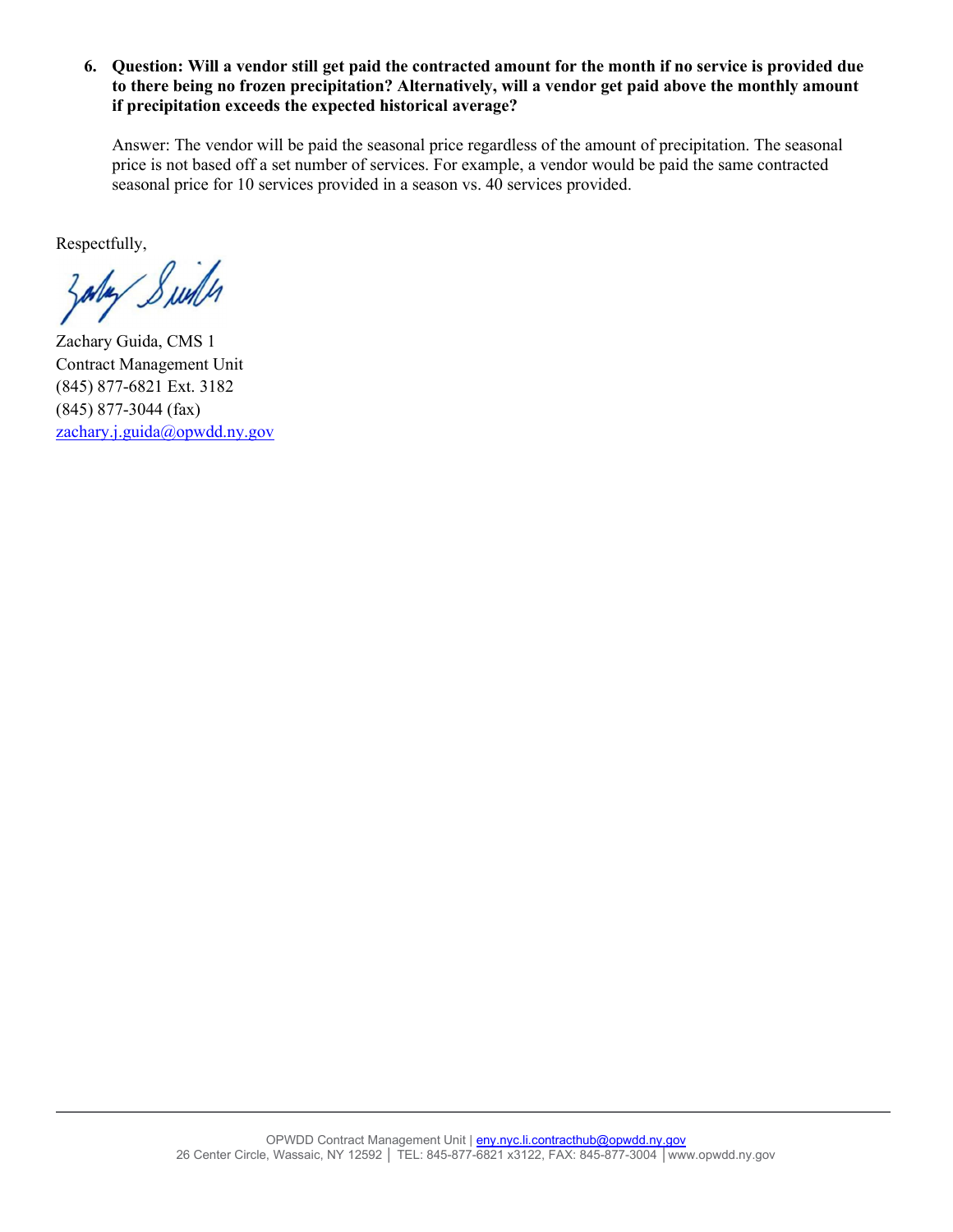6. **Question: Will a vendor still get paid the contracted amount for the month if no service is provided due to there being no frozen precipitation? Alternatively, will a vendor get paid above the monthly amount if precipitation exceeds the expected historical average?**

   Answer: The vendor will be paid the seasonal price regardless of the amount of precipitation. The seasonal price is not based off a set number of services. For example, a vendor would be paid the same contracted seasonal price for 10 services provided in a season vs. 40 services provided.

Respectfully,

Zachary Guida, CMS 1
Contract Management Unit
(845) 877-6821 Ext. 3182
(845) 877-3044 (fax)
zachary.j.guida@opwdd.ny.gov

OPWDD Contract Management Unit | eny.nyc.li.contracthub@opwdd.ny.gov
26 Center Circle, Wassaic, NY 12592 │ TEL: 845-877-6821 x3122, FAX: 845-877-3004 │www.opwdd.ny.gov